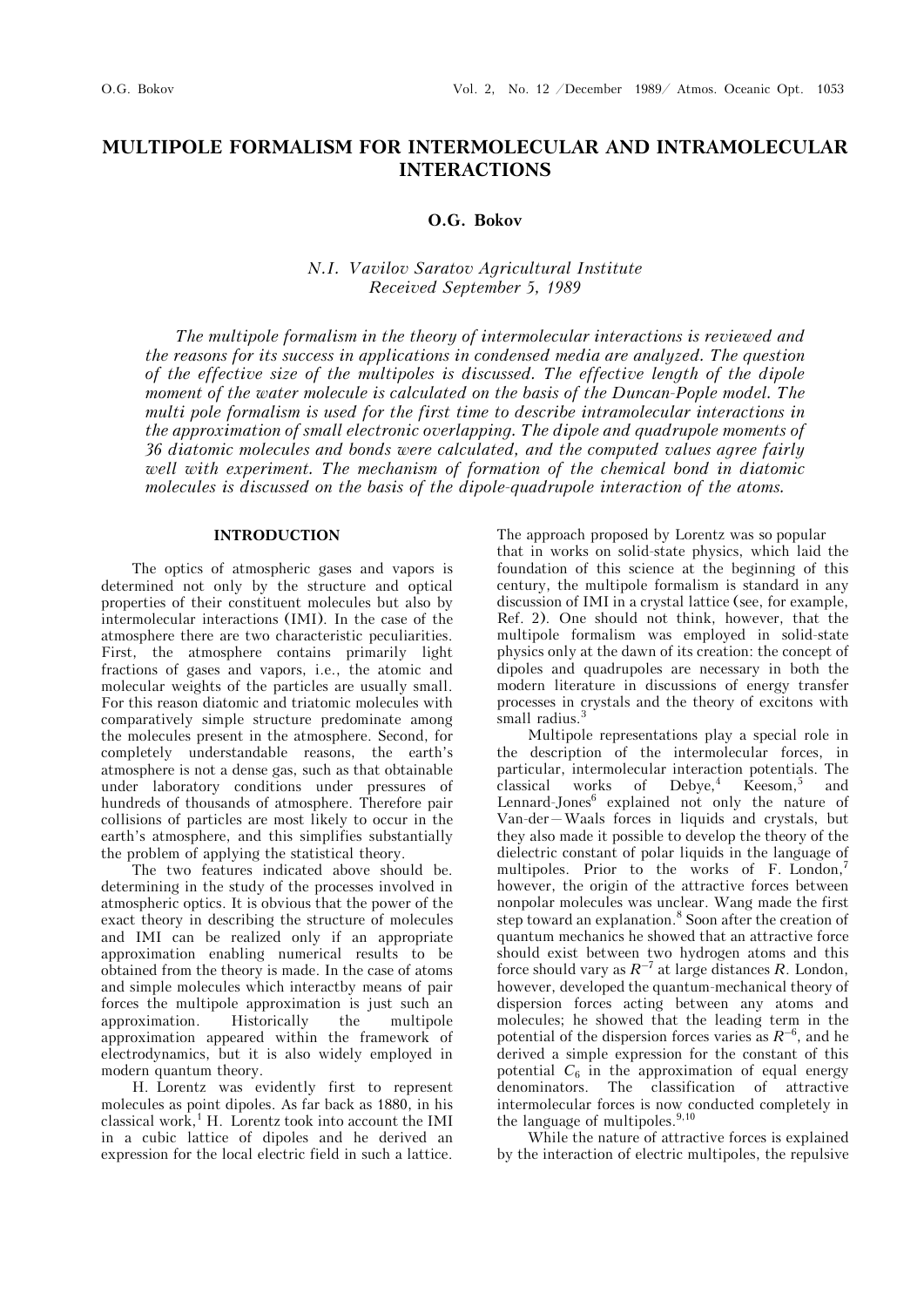# MULTIPOLE FORMALISM FOR INTERMOLECULAR AND INTRAMOLECULAR INTERACTIONS

**O.G. Bokov**

*N.I. Vavilov Saratov Agricultural Institute*
*Received September 5, 1989*

*The multipole formalism in the theory of intermolecular interactions is reviewed and the reasons for its success in applications in condensed media are analyzed. The question of the effective size of the multipoles is discussed. The effective length of the dipole moment of the water molecule is calculated on the basis of the Duncan-Pople model. The multi pole formalism is used for the first time to describe intramolecular interactions in the approximation of small electronic overlapping. The dipole and quadrupole moments of 36 diatomic molecules and bonds were calculated, and the computed values agree fairly well with experiment. The mechanism of formation of the chemical bond in diatomic molecules is discussed on the basis of the dipole-quadrupole interaction of the atoms.*

## INTRODUCTION

The optics of atmospheric gases and vapors is determined not only by the structure and optical properties of their constituent molecules but also by intermolecular interactions (IMI). In the case of the atmosphere there are two characteristic peculiarities. First, the atmosphere contains primarily light fractions of gases and vapors, i.e., the atomic and molecular weights of the particles are usually small. For this reason diatomic and triatomic molecules with comparatively simple structure predominate among the molecules present in the atmosphere. Second, for completely understandable reasons, the earth's atmosphere is not a dense gas, such as that obtainable under laboratory conditions under pressures of hundreds of thousands of atmosphere. Therefore pair collisions of particles are most likely to occur in the earth's atmosphere, and this simplifies substantially the problem of applying the statistical theory.

The two features indicated above should be. determining in the study of the processes involved in atmospheric optics. It is obvious that the power of the exact theory in describing the structure of molecules and IMI can be realized only if an appropriate approximation enabling numerical results to be obtained from the theory is made. In the case of atoms and simple molecules which interactby means of pair forces the multipole approximation is just such an approximation. Historically the multipole approximation appeared within the framework of electrodynamics, but it is also widely employed in modern quantum theory.

H. Lorentz was evidently first to represent molecules as point dipoles. As far back as 1880, in his classical work,[1] H. Lorentz took into account the IMI in a cubic lattice of dipoles and he derived an expression for the local electric field in such a lattice. The approach proposed by Lorentz was so popular that in works on solid-state physics, which laid the foundation of this science at the beginning of this century, the multipole formalism is standard in any discussion of IMI in a crystal lattice (see, for example, Ref. 2). One should not think, however, that the multipole formalism was employed in solid-state physics only at the dawn of its creation: the concept of dipoles and quadrupoles are necessary in both the modern literature in discussions of energy transfer processes in crystals and the theory of excitons with small radius.[3]

Multipole representations play a special role in the description of the intermolecular forces, in particular, intermolecular interaction potentials. The classical works of Debye,[4] Keesom,[5] and Lennard-Jones[6] explained not only the nature of Van-der—Waals forces in liquids and crystals, but they also made it possible to develop the theory of the dielectric constant of polar liquids in the language of multipoles. Prior to the works of F. London,[7] however, the origin of the attractive forces between nonpolar molecules was unclear. Wang made the first step toward an explanation.[8] Soon after the creation of quantum mechanics he showed that an attractive force should exist between two hydrogen atoms and this force should vary as $R^{-7}$ at large distances $R$. London, however, developed the quantum-mechanical theory of dispersion forces acting between any atoms and molecules; he showed that the leading term in the potential of the dispersion forces varies as $R^{-6}$, and he derived a simple expression for the constant of this potential $C_6$ in the approximation of equal energy denominators. The classification of attractive intermolecular forces is now conducted completely in the language of multipoles.[9,10]

While the nature of attractive forces is explained by the interaction of electric multipoles, the repulsive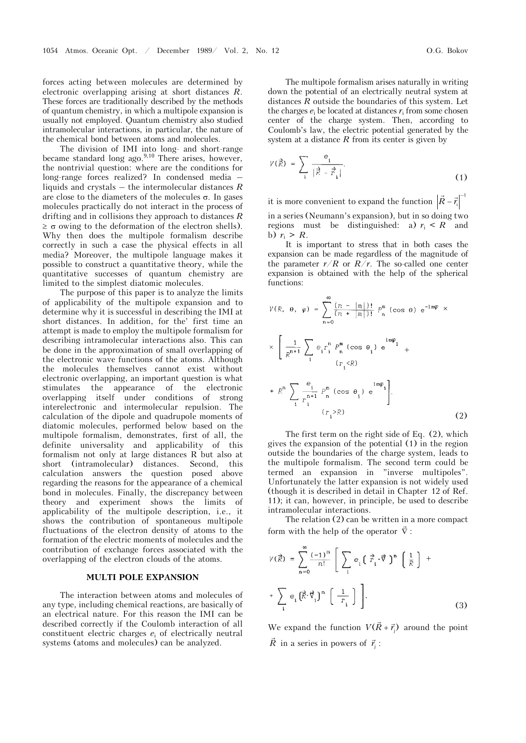forces acting between molecules are determined by electronic overlapping arising at short distances $R$. These forces are traditionally described by the methods of quantum chemistry, in which a multipole expansion is usually not employed. Quantum chemistry also studied intramolecular interactions, in particular, the nature of the chemical bond between atoms and molecules.

The division of IMI into long- and short-range became standard long ago.[9,10] There arises, however, the nontrivial question: where are the conditions for long-range forces realized? In condensed media — liquids and crystals — the intermolecular distances $R$ are close to the diameters of the molecules $\sigma$. In gases molecules practically do not interact in the process of drifting and in collisions they approach to distances $R \geq \sigma$ owing to the deformation of the electron shells). Why then does the multipole formalism describe correctly in such a case the physical effects in all media? Moreover, the multipole language makes it possible to construct a quantitative theory, while the quantitative successes of quantum chemistry are limited to the simplest diatomic molecules.

The purpose of this paper is to analyze the limits of applicability of the multipole expansion and to determine why it is successful in describing the IMI at short distances. In addition, for the' first time an attempt is made to employ the multipole formalism for describing intramolecular interactions also. This can be done in the approximation of small overlapping of the electronic wave functions of the atoms. Although the molecules themselves cannot exist without electronic overlapping, an important question is what stimulates the appearance of the electronic overlapping itself under conditions of strong interelectronic and intermolecular repulsion. The calculation of the dipole and quadrupole moments of diatomic molecules, performed below based on the multipole formalism, demonstrates, first of all, the definite universality and applicability of this formalism not only at large distances R but also at short (intramolecular) distances. Second, this calculation answers the question posed above regarding the reasons for the appearance of a chemical bond in molecules. Finally, the discrepancy between theory and experiment shows the limits of applicability of the multipole description, i.e., it shows the contribution of spontaneous multipole fluctuations of the electron density of atoms to the formation of the electric moments of molecules and the contribution of exchange forces associated with the overlapping of the electron clouds of the atoms.

## MULTI POLE EXPANSION

The interaction between atoms and molecules of any type, including chemical reactions, are basically of an electrical nature. For this reason the IMI can be described correctly if the Coulomb interaction of all constituent electric charges $e_i$ of electrically neutral systems (atoms and molecules) can be analyzed.

The multipole formalism arises naturally in writing down the potential of an electrically neutral system at distances $R$ outside the boundaries of this system. Let the charges $e_i$ be located at distances $r_i$ from some chosen center of the charge system. Then, according to Coulomb's law, the electric potential generated by the system at a distance $R$ from its center is given by

$$V(\vec{R}) = \sum_i \frac{e_i}{|\vec{R} - \vec{r}_i|}. \tag{1}$$

it is more convenient to expand the function $\left|\vec{R} - \vec{r}_i\right|^{-1}$ in a series (Neumann's expansion), but in so doing two regions must be distinguished: a) $r_i < R$ and b) $r_i > R$.

It is important to stress that in both cases the expansion can be made regardless of the magnitude of the parameter $r/R$ or $R/r$. The so-called one center expansion is obtained with the help of the spherical functions:

$$V(R,\ \theta,\ \varphi) = \sum_{n=0}^{\infty} \frac{(n - |m|)!}{(n + |m|)!} P_n^m(\cos\theta)\, e^{-im\varphi} \times \left[ \frac{1}{R^{n+1}} \sum_{i\,(r_i<R)} e_i r_i^n P_n^m(\cos\theta_i)\, e^{im\varphi_i} + R^n \sum_{i\,(r_i>R)} \frac{e_i}{r_i^{n+1}} P_n^m(\cos\theta_i)\, e^{im\varphi_i} \right]. \tag{2}$$

The first term on the right side of Eq. (2), which gives the expansion of the potential (1) in the region outside the boundaries of the charge system, leads to the multipole formalism. The second term could be termed an expansion in "inverse multipoles". Unfortunately the latter expansion is not widely used (though it is described in detail in Chapter 12 of Ref. 11); it can, however, in principle, be used to describe intramolecular interactions.

The relation (2) can be written in a more compact form with the help of the operator $\vec{\nabla}$:

$$V(\vec{R}) = \sum_{n=0}^{\infty} \frac{(-1)^n}{n!} \left[ \sum_i e_i (\vec{r}_i \cdot \vec{\nabla})^n \left( \frac{1}{R} \right) + \sum_i e_i (\vec{R} \cdot \vec{\nabla}_i)^n \left( \frac{1}{r_i} \right) \right]. \tag{3}$$

We expand the function $V(\vec{R} + \vec{r}_j)$ around the point $\vec{R}$ in a series in powers of $\vec{r}_j$: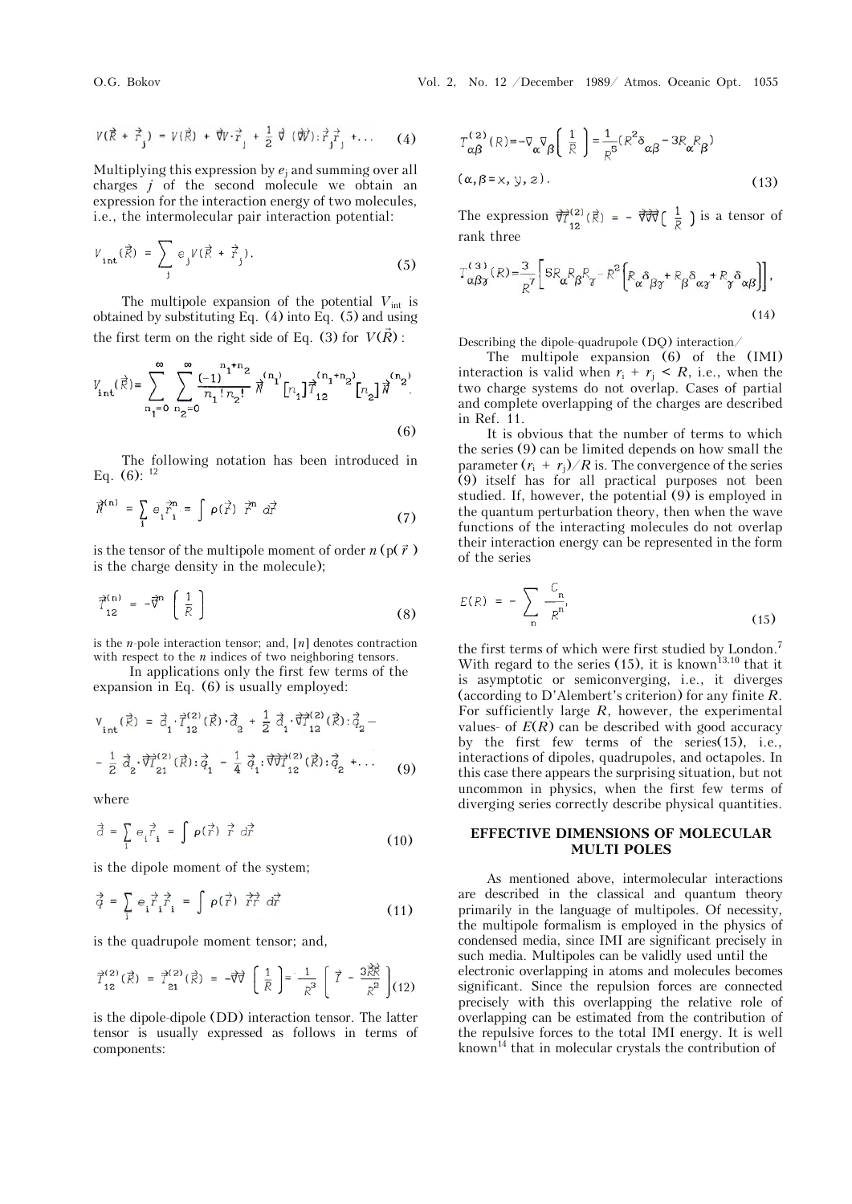$$V(\vec{R} + \vec{r}_j) = V(\vec{R}) + \vec{\nabla}V \cdot \vec{r}_j + \frac{1}{2} \vec{\nabla} (\vec{\nabla}V) : \vec{r}_j \vec{r}_j + \ldots \tag{4}$$

Multiplying this expression by $e_j$ and summing over all charges $j$ of the second molecule we obtain an expression for the interaction energy of two molecules, i.e., the intermolecular pair interaction potential:

$$V_{\text{int}}(\vec{R}) = \sum_j e_j V(\vec{R} + \vec{r}_j). \tag{5}$$

The multipole expansion of the potential $V_{\text{int}}$ is obtained by substituting Eq. (4) into Eq. (5) and using the first term on the right side of Eq. (3) for $V(\vec{R})$:

$$V_{\text{int}}(\vec{R}) = \sum_{n_1=0}^{\infty} \sum_{n_2=0}^{\infty} \frac{(-1)^{n_1+n_2}}{n_1! \, n_2!} \vec{N}^{(n_1)} [n_1] \vec{T}_{12}^{(n_1+n_2)} [n_2] \vec{N}^{(n_2)}. \tag{6}$$

The following notation has been introduced in Eq. (6): [12]

$$\vec{N}^{(n)} = \sum_i e_i \vec{r}_i^{\,n} = \int \rho(\vec{r}) \, \vec{r}^{\,n} \, d\vec{r} \tag{7}$$

is the tensor of the multipole moment of order $n$ ($\rho(\vec{r})$ is the charge density in the molecule);

$$\vec{T}_{12}^{(n)} = -\vec{\nabla}^n \left( \frac{1}{R} \right) \tag{8}$$

is the $n$-pole interaction tensor; and, $[n]$ denotes contraction with respect to the $n$ indices of two neighboring tensors.

In applications only the first few terms of the expansion in Eq. (6) is usually employed:

$$V_{\text{int}}(\vec{R}) = \vec{d}_1 \cdot \vec{T}_{12}^{(2)}(\vec{R}) \cdot \vec{d}_2 + \frac{1}{2} \vec{d}_1 \cdot \vec{\nabla}\vec{T}_{12}^{(2)}(\vec{R}) : \vec{q}_2 - \frac{1}{2} \vec{d}_2 \cdot \vec{\nabla}\vec{T}_{21}^{(2)}(\vec{R}) : \vec{q}_1 - \frac{1}{4} \vec{q}_1 : \vec{\nabla}\vec{\nabla}\vec{T}_{12}^{(2)}(\vec{R}) : \vec{q}_2 + \ldots \tag{9}$$

where

$$\vec{d} = \sum_i e_i \vec{r}_i = \int \rho(\vec{r}) \, \vec{r} \, d\vec{r} \tag{10}$$

is the dipole moment of the system;

$$\vec{q} = \sum_i e_i \vec{r}_i \vec{r}_i = \int \rho(\vec{r}) \, \vec{r}\vec{r} \, d\vec{r} \tag{11}$$

is the quadrupole moment tensor; and,

$$\vec{T}_{12}^{(2)}(\vec{R}) = \vec{T}_{21}^{(2)}(\vec{R}) = -\vec{\nabla}\vec{\nabla} \left( \frac{1}{R} \right) = \frac{1}{R^3} \left[ \vec{I} - \frac{3\vec{R}\vec{R}}{R^2} \right] \tag{12}$$

is the dipole-dipole (DD) interaction tensor. The latter tensor is usually expressed as follows in terms of components:

$$T_{\alpha\beta}^{(2)}(R) = -\nabla_\alpha \nabla_\beta \left( \frac{1}{R} \right) = \frac{1}{R^5} (R^2 \delta_{\alpha\beta} - 3R_\alpha R_\beta)$$

$$(\alpha, \beta = x, y, z). \tag{13}$$

The expression $\vec{\nabla}\vec{T}_{12}^{(2)}(\vec{R}) = -\vec{\nabla}\vec{\nabla}\vec{\nabla}\left( \frac{1}{R} \right)$ is a tensor of rank three

$$T_{\alpha\beta\gamma}^{(3)}(R) = \frac{3}{R^7} \left[ 5R_\alpha R_\beta R_\gamma - R^2 \left[ R_\alpha \delta_{\beta\gamma} + R_\beta \delta_{\alpha\gamma} + R_\gamma \delta_{\alpha\beta} \right] \right], \tag{14}$$

Describing the dipole-quadrupole (DQ) interaction/

The multipole expansion (6) of the (IMI) interaction is valid when $r_i + r_j < R$, i.e., when the two charge systems do not overlap. Cases of partial and complete overlapping of the charges are described in Ref. 11.

It is obvious that the number of terms to which the series (9) can be limited depends on how small the parameter $(r_i + r_j)/R$ is. The convergence of the series (9) itself has for all practical purposes not been studied. If, however, the potential (9) is employed in the quantum perturbation theory, then when the wave functions of the interacting molecules do not overlap their interaction energy can be represented in the form of the series

$$E(R) = -\sum_n \frac{C_n}{R^n}, \tag{15}$$

the first terms of which were first studied by London.[7] With regard to the series (15), it is known[13,10] that it is asymptotic or semiconverging, i.e., it diverges (according to D'Alembert's criterion) for any finite $R$. For sufficiently large $R$, however, the experimental values of $E(R)$ can be described with good accuracy by the first few terms of the series(15), i.e., interactions of dipoles, quadrupoles, and octapoles. In this case there appears the surprising situation, but not uncommon in physics, when the first few terms of diverging series correctly describe physical quantities.

## EFFECTIVE DIMENSIONS OF MOLECULAR MULTI POLES

As mentioned above, intermolecular interactions are described in the classical and quantum theory primarily in the language of multipoles. Of necessity, the multipole formalism is employed in the physics of condensed media, since IMI are significant precisely in such media. Multipoles can be validly used until the electronic overlapping in atoms and molecules becomes significant. Since the repulsion forces are connected precisely with this overlapping the relative role of overlapping can be estimated from the contribution of the repulsive forces to the total IMI energy. It is well known[14] that in molecular crystals the contribution of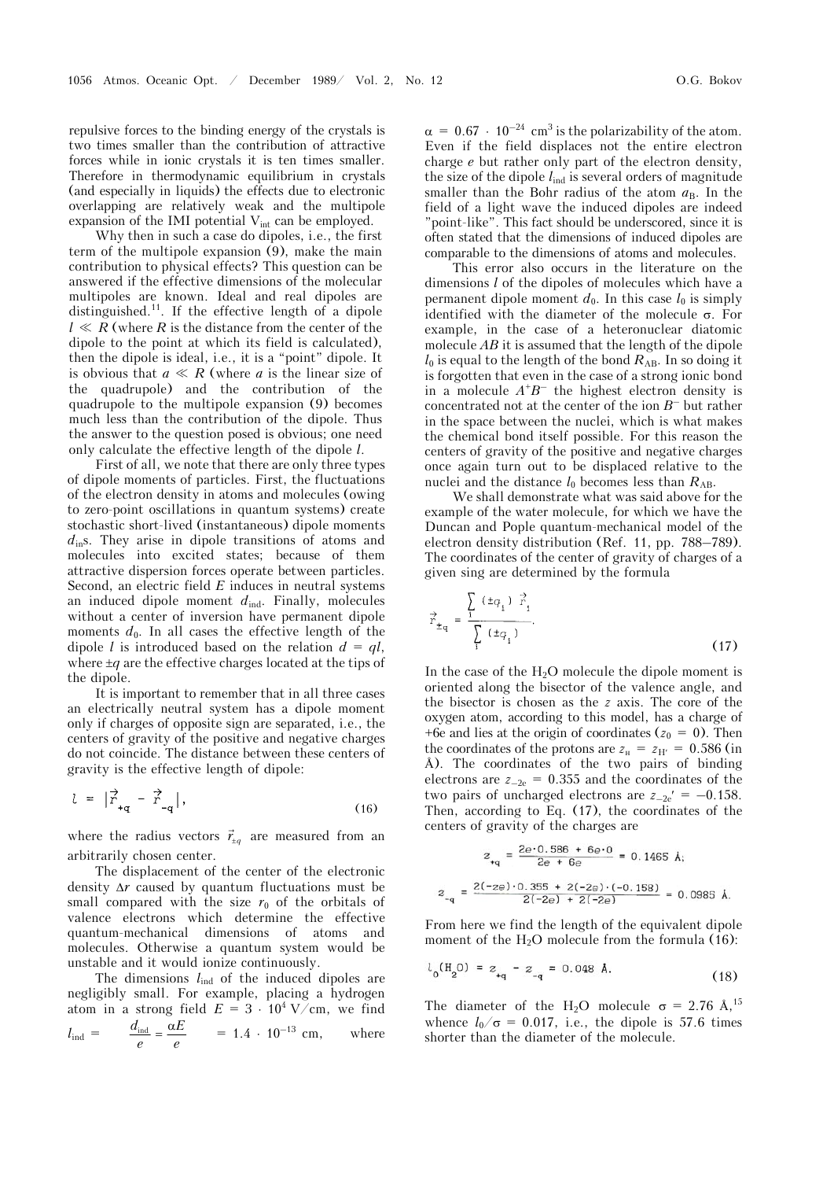repulsive forces to the binding energy of the crystals is two times smaller than the contribution of attractive forces while in ionic crystals it is ten times smaller. Therefore in thermodynamic equilibrium in crystals (and especially in liquids) the effects due to electronic overlapping are relatively weak and the multipole expansion of the IMI potential $V_{int}$ can be employed.

Why then in such a case do dipoles, i.e., the first term of the multipole expansion (9), make the main contribution to physical effects? This question can be answered if the effective dimensions of the molecular multipoles are known. Ideal and real dipoles are distinguished.[11]. If the effective length of a dipole $l \ll R$ (where $R$ is the distance from the center of the dipole to the point at which its field is calculated), then the dipole is ideal, i.e., it is a "point" dipole. It is obvious that $a \ll R$ (where $a$ is the linear size of the quadrupole) and the contribution of the quadrupole to the multipole expansion (9) becomes much less than the contribution of the dipole. Thus the answer to the question posed is obvious; one need only calculate the effective length of the dipole $l$.

First of all, we note that there are only three types of dipole moments of particles. First, the fluctuations of the electron density in atoms and molecules (owing to zero-point oscillations in quantum systems) create stochastic short-lived (instantaneous) dipole moments $d_{in}$s. They arise in dipole transitions of atoms and molecules into excited states; because of them attractive dispersion forces operate between particles. Second, an electric field $E$ induces in neutral systems an induced dipole moment $d_{ind}$. Finally, molecules without a center of inversion have permanent dipole moments $d_0$. In all cases the effective length of the dipole $l$ is introduced based on the relation $d = ql$, where $\pm q$ are the effective charges located at the tips of the dipole.

It is important to remember that in all three cases an electrically neutral system has a dipole moment only if charges of opposite sign are separated, i.e., the centers of gravity of the positive and negative charges do not coincide. The distance between these centers of gravity is the effective length of dipole:

$$l = |\vec{r}_{+q} - \vec{r}_{-q}|, \tag{16}$$

where the radius vectors $\vec{r}_{\pm q}$ are measured from an arbitrarily chosen center.

The displacement of the center of the electronic density $\Delta r$ caused by quantum fluctuations must be small compared with the size $r_0$ of the orbitals of valence electrons which determine the effective quantum-mechanical dimensions of atoms and molecules. Otherwise a quantum system would be unstable and it would ionize continuously.

The dimensions $l_{ind}$ of the induced dipoles are negligibly small. For example, placing a hydrogen atom in a strong field $E = 3 \cdot 10^4$ V/cm, we find $l_{ind} = \dfrac{d_{ind}}{e} = \dfrac{\alpha E}{e} = 1.4 \cdot 10^{-13}$ cm, where $\alpha = 0.67 \cdot 10^{-24}$ cm$^3$ is the polarizability of the atom. Even if the field displaces not the entire electron charge $e$ but rather only part of the electron density, the size of the dipole $l_{ind}$ is several orders of magnitude smaller than the Bohr radius of the atom $a_B$. In the field of a light wave the induced dipoles are indeed "point-like". This fact should be underscored, since it is often stated that the dimensions of induced dipoles are comparable to the dimensions of atoms and molecules.

This error also occurs in the literature on the dimensions $l$ of the dipoles of molecules which have a permanent dipole moment $d_0$. In this case $l_0$ is simply identified with the diameter of the molecule $\sigma$. For example, in the case of a heteronuclear diatomic molecule $AB$ it is assumed that the length of the dipole $l_0$ is equal to the length of the bond $R_{AB}$. In so doing it is forgotten that even in the case of a strong ionic bond in a molecule $A^+B^-$ the highest electron density is concentrated not at the center of the ion $B^-$ but rather in the space between the nuclei, which is what makes the chemical bond itself possible. For this reason the centers of gravity of the positive and negative charges once again turn out to be displaced relative to the nuclei and the distance $l_0$ becomes less than $R_{AB}$.

We shall demonstrate what was said above for the example of the water molecule, for which we have the Duncan and Pople quantum-mechanical model of the electron density distribution (Ref. 11, pp. 788–789). The coordinates of the center of gravity of charges of a given sing are determined by the formula

$$\vec{r}_{\pm q} = \frac{\sum_i (\pm q_i)\, \vec{r}_i}{\sum_i (\pm q_i)}. \tag{17}$$

In the case of the $H_2O$ molecule the dipole moment is oriented along the bisector of the valence angle, and the bisector is chosen as the $z$ axis. The core of the oxygen atom, according to this model, has a charge of +6e and lies at the origin of coordinates ($z_0 = 0$). Then the coordinates of the protons are $z_H = z_{H'} = 0.586$ (in Å). The coordinates of the two pairs of binding electrons are $z_{-2e} = 0.355$ and the coordinates of the two pairs of uncharged electrons are $z_{-2e}' = -0.158$. Then, according to Eq. (17), the coordinates of the centers of gravity of the charges are

$$z_{+q} = \frac{2e \cdot 0.586 + 6e \cdot 0}{2e + 6e} = 0.1465 \text{ Å};$$

$$z_{-q} = \frac{2(-2e) \cdot 0.355 + 2(-2e) \cdot (-0.158)}{2(-2e) + 2(-2e)} = 0.0985 \text{ Å}.$$

From here we find the length of the equivalent dipole moment of the $H_2O$ molecule from the formula (16):

$$l_0(H_2O) = z_{+q} - z_{-q} = 0.048 \text{ Å}. \tag{18}$$

The diameter of the $H_2O$ molecule $\sigma = 2.76$ Å,[15] whence $l_0/\sigma = 0.017$, i.e., the dipole is 57.6 times shorter than the diameter of the molecule.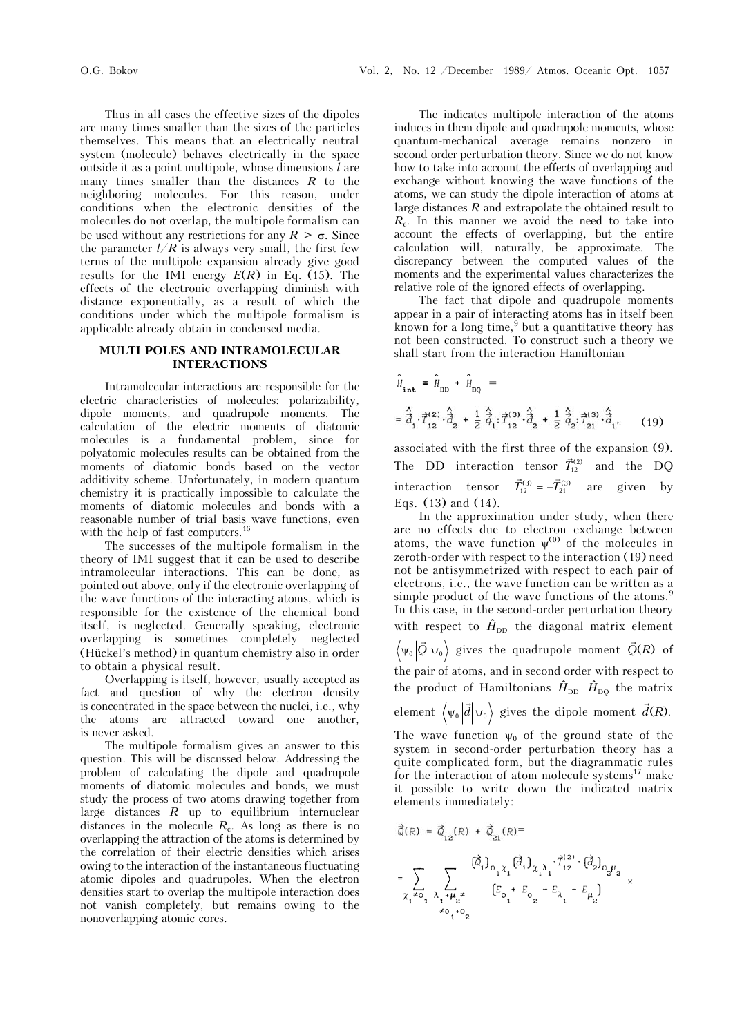Thus in all cases the effective sizes of the dipoles are many times smaller than the sizes of the particles themselves. This means that an electrically neutral system (molecule) behaves electrically in the space outside it as a point multipole, whose dimensions $l$ are many times smaller than the distances $R$ to the neighboring molecules. For this reason, under conditions when the electronic densities of the molecules do not overlap, the multipole formalism can be used without any restrictions for any $R > \sigma$. Since the parameter $l/R$ is always very small, the first few terms of the multipole expansion already give good results for the IMI energy $E(R)$ in Eq. (15). The effects of the electronic overlapping diminish with distance exponentially, as a result of which the conditions under which the multipole formalism is applicable already obtain in condensed media.

## MULTI POLES AND INTRAMOLECULAR INTERACTIONS

Intramolecular interactions are responsible for the electric characteristics of molecules: polarizability, dipole moments, and quadrupole moments. The calculation of the electric moments of diatomic molecules is a fundamental problem, since for polyatomic molecules results can be obtained from the moments of diatomic bonds based on the vector additivity scheme. Unfortunately, in modern quantum chemistry it is practically impossible to calculate the moments of diatomic molecules and bonds with a reasonable number of trial basis wave functions, even with the help of fast computers.[16]

The successes of the multipole formalism in the theory of IMI suggest that it can be used to describe intramolecular interactions. This can be done, as pointed out above, only if the electronic overlapping of the wave functions of the interacting atoms, which is responsible for the existence of the chemical bond itself, is neglected. Generally speaking, electronic overlapping is sometimes completely neglected (Hückel's method) in quantum chemistry also in order to obtain a physical result.

Overlapping is itself, however, usually accepted as fact and question of why the electron density is concentrated in the space between the nuclei, i.e., why the atoms are attracted toward one another, is never asked.

The multipole formalism gives an answer to this question. This will be discussed below. Addressing the problem of calculating the dipole and quadrupole moments of diatomic molecules and bonds, we must study the process of two atoms drawing together from large distances $R$ up to equilibrium internuclear distances in the molecule $R_e$. As long as there is no overlapping the attraction of the atoms is determined by the correlation of their electric densities which arises owing to the interaction of the instantaneous fluctuating atomic dipoles and quadrupoles. When the electron densities start to overlap the multipole interaction does not vanish completely, but remains owing to the nonoverlapping atomic cores.

The indicates multipole interaction of the atoms induces in them dipole and quadrupole moments, whose quantum-mechanical average remains nonzero in second-order perturbation theory. Since we do not know how to take into account the effects of overlapping and exchange without knowing the wave functions of the atoms, we can study the dipole interaction of atoms at large distances $R$ and extrapolate the obtained result to $R_e$. In this manner we avoid the need to take into account the effects of overlapping, but the entire calculation will, naturally, be approximate. The discrepancy between the computed values of the moments and the experimental values characterizes the relative role of the ignored effects of overlapping.

The fact that dipole and quadrupole moments appear in a pair of interacting atoms has in itself been known for a long time,[9] but a quantitative theory has not been constructed. To construct such a theory we shall start from the interaction Hamiltonian

$$\hat{H}_{\text{int}} = \hat{H}_{\text{DD}} + \hat{H}_{\text{DQ}} = \hat{\vec{d}}_1 \cdot \vec{T}^{(2)}_{12} \cdot \hat{\vec{d}}_2 + \frac{1}{2} \hat{\vec{q}}_1 : \vec{T}^{(3)}_{12} \cdot \hat{\vec{d}}_2 + \frac{1}{2} \hat{\vec{q}}_2 : \vec{T}^{(3)}_{21} \cdot \hat{\vec{d}}_1, \qquad (19)$$

associated with the first three of the expansion (9). The DD interaction tensor $\vec{T}^{(2)}_{12}$ and the DQ interaction tensor $\vec{T}^{(3)}_{12} = -\vec{T}^{(3)}_{21}$ are given by Eqs. (13) and (14).

In the approximation under study, when there are no effects due to electron exchange between atoms, the wave function $\psi^{(0)}$ of the molecules in zeroth-order with respect to the interaction (19) need not be antisymmetrized with respect to each pair of electrons, i.e., the wave function can be written as a simple product of the wave functions of the atoms.[9] In this case, in the second-order perturbation theory with respect to $\hat{H}_{\text{DD}}$ the diagonal matrix element $\left\langle \psi_0 \middle| \vec{Q} \middle| \psi_0 \right\rangle$ gives the quadrupole moment $\vec{Q}(R)$ of the pair of atoms, and in second order with respect to the product of Hamiltonians $\hat{H}_{\text{DD}}\ \hat{H}_{\text{DQ}}$ the matrix element $\left\langle \psi_0 \middle| \vec{d} \middle| \psi_0 \right\rangle$ gives the dipole moment $\vec{d}(R)$. The wave function $\psi_0$ of the ground state of the system in second-order perturbation theory has a quite complicated form, but the diagrammatic rules for the interaction of atom-molecule systems[17] make it possible to write down the indicated matrix elements immediately:

$$\vec{Q}(R) = \vec{Q}_{12}(R) + \vec{Q}_{21}(R) = \sum_{\chi_1 \neq 0_1} \sum_{\substack{\lambda_1 + \mu_2 \neq \\ \neq 0_1 + 0_2}} \frac{(\vec{Q}_1)_{0_1 \chi_1} (\vec{d}_1)_{\chi_1 \lambda_1} \cdot \vec{T}^{(2)}_{12} \cdot (\vec{d}_2)_{0_2 \mu_2}}{\left(E_{0_1} + E_{0_2} - E_{\lambda_1} - E_{\mu_2}\right)} \times$$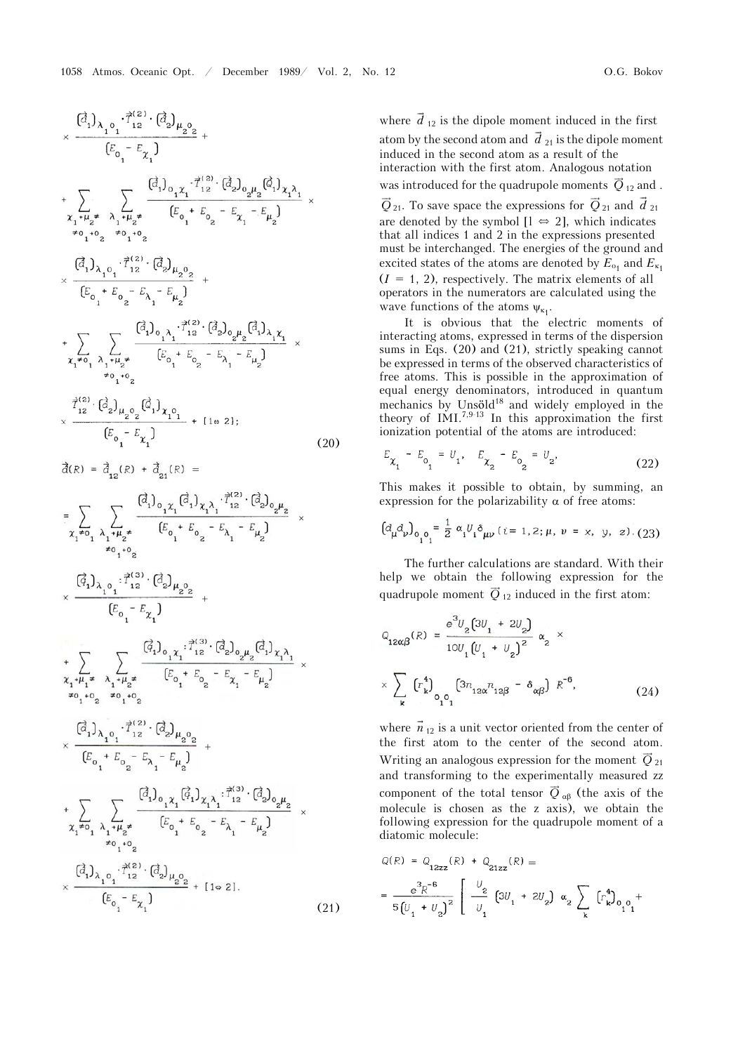$$\times \frac{(\vec{d}_1)_{\lambda_1 o_1} \cdot \vec{T}^{(2)}_{12} \cdot (\vec{d}_2)_{\mu_2 o_2}}{(E_{o_1} - E_{\chi_1})} +$$

$$+ \sum_{\substack{\chi_1+\mu_2 \neq \\ \neq o_1+o_2}} \sum_{\substack{\lambda_1+\mu_2 \neq \\ \neq o_1+o_2}} \frac{(\vec{d}_1)_{o_1 \chi_1} \cdot \vec{T}^{(2)}_{12} \cdot (\vec{d}_2)_{o_2 \mu_2} (\vec{d}_1)_{\chi_1 \lambda_1}}{(E_{o_1} + E_{o_2} - E_{\chi_1} - E_{\mu_2})} \times$$

$$\times \frac{(\vec{d}_1)_{\lambda_1 o_1} \cdot \vec{T}^{(2)}_{12} \cdot (\vec{d}_2)_{\mu_2 o_2}}{(E_{o_1} + E_{o_2} - E_{\lambda_1} - E_{\mu_2})} +$$

$$+ \sum_{\chi_1 \neq o_1} \sum_{\substack{\lambda_1+\mu_2 \neq \\ \neq o_1+o_2}} \frac{(\vec{d}_1)_{o_1 \lambda_1} \cdot \vec{T}^{(2)}_{12} \cdot (\vec{d}_2)_{o_2 \mu_2} (\vec{d}_1)_{\lambda_1 \chi_1}}{(E_{o_1} + E_{o_2} - E_{\lambda_1} - E_{\mu_2})} \times$$

$$\times \frac{\vec{T}^{(2)}_{12} \cdot (\vec{d}_2)_{\mu_2 o_2} (\vec{d}_1)_{\chi_1 o_1}}{(E_{o_1} - E_{\chi_1})} + [1 \Leftrightarrow 2]; \tag{20}$$

$$\vec{d}(R) = \vec{d}_{12}(R) + \vec{d}_{21}(R) =$$

$$= \sum_{\chi_1 \neq o_1} \sum_{\substack{\lambda_1+\mu_2 \neq \\ \neq o_1+o_2}} \frac{(\vec{d}_1)_{o_1 \chi_1} (\vec{d}_1)_{\chi_1 \lambda_1} \cdot \vec{T}^{(2)}_{12} \cdot (\vec{d}_2)_{o_2 \mu_2}}{(E_{o_1} + E_{o_2} - E_{\lambda_1} - E_{\mu_2})} \times$$

$$\times \frac{(\vec{q}_1)_{\lambda_1 o_1} : \vec{T}^{(3)}_{12} \cdot (\vec{d}_2)_{\mu_2 o_2}}{(E_{o_1} - E_{\chi_1})} +$$

$$+ \sum_{\substack{\chi_1+\mu_1 \neq \\ \neq o_1+o_2}} \sum_{\substack{\lambda_1+\mu_2 \neq \\ \neq o_1+o_2}} \frac{(\vec{q}_1)_{o_1 \chi_1} : \vec{T}^{(3)}_{12} \cdot (\vec{d}_2)_{o_2 \mu_2} (\vec{d}_1)_{\chi_1 \lambda_1}}{(E_{o_1} + E_{o_2} - E_{\chi_1} - E_{\mu_2})} \times$$

$$\times \frac{(\vec{d}_1)_{\lambda_1 o_1} \cdot \vec{T}^{(2)}_{12} \cdot (\vec{d}_2)_{\mu_2 o_2}}{(E_{o_1} + E_{o_2} - E_{\lambda_1} - E_{\mu_2})} +$$

$$+ \sum_{\chi_1 \neq o_1} \sum_{\substack{\lambda_1+\mu_2 \neq \\ \neq o_1+o_2}} \frac{(\vec{d}_1)_{o_1 \chi_1} (\vec{q}_1)_{\chi_1 \lambda_1} : \vec{T}^{(3)}_{12} \cdot (\vec{d}_2)_{o_2 \mu_2}}{(E_{o_1} + E_{o_2} - E_{\lambda_1} - E_{\mu_2})} \times$$

$$\times \frac{(\vec{d}_1)_{\lambda_1 o_1} \cdot \vec{T}^{(2)}_{12} \cdot (\vec{d}_2)_{\mu_2 o_2}}{(E_{o_1} - E_{\chi_1})} + [1 \Leftrightarrow 2]. \tag{21}$$

where $\vec{d}_{12}$ is the dipole moment induced in the first atom by the second atom and $\vec{d}_{21}$ is the dipole moment induced in the second atom as a result of the interaction with the first atom. Analogous notation was introduced for the quadrupole moments $\vec{Q}_{12}$ and . $\vec{Q}_{21}$. To save space the expressions for $\vec{Q}_{21}$ and $\vec{d}_{21}$ are denoted by the symbol $[1 \Leftrightarrow 2]$, which indicates that all indices 1 and 2 in the expressions presented must be interchanged. The energies of the ground and excited states of the atoms are denoted by $E_{o_1}$ and $E_{\kappa_1}$ ($I = 1, 2$), respectively. The matrix elements of all operators in the numerators are calculated using the wave functions of the atoms $\psi_{\kappa_1}$.

It is obvious that the electric moments of interacting atoms, expressed in terms of the dispersion sums in Eqs. (20) and (21), strictly speaking cannot be expressed in terms of the observed characteristics of free atoms. This is possible in the approximation of equal energy denominators, introduced in quantum mechanics by Unsöld[18] and widely employed in the theory of IMI.[7,9-13] In this approximation the first ionization potential of the atoms are introduced:

$$E_{\chi_1} - E_{o_1} = U_1, \quad E_{\chi_2} - E_{o_2} = U_2, \tag{22}$$

This makes it possible to obtain, by summing, an expression for the polarizability $\alpha$ of free atoms:

$$(d_\mu d_\nu)_{o_1 o_1} = \frac{1}{2} \alpha_1 U_1 \delta_{\mu\nu} \; (i = 1, 2; \mu, \nu = x, y, z). \tag{23}$$

The further calculations are standard. With their help we obtain the following expression for the quadrupole moment $\vec{Q}_{12}$ induced in the first atom:

$$Q_{12\alpha\beta}(R) = \frac{e^3 U_2 (3U_1 + 2U_2)}{10 U_1 (U_1 + U_2)^2} \alpha_2 \times$$

$$\times \sum_k (r_k^4)_{o_1 o_1} (3 n_{12\alpha} n_{12\beta} - \delta_{\alpha\beta}) R^{-6}, \tag{24}$$

where $\vec{n}_{12}$ is a unit vector oriented from the center of the first atom to the center of the second atom. Writing an analogous expression for the moment $\vec{Q}_{21}$ and transforming to the experimentally measured zz component of the total tensor $\vec{Q}_{\alpha\beta}$ (the axis of the molecule is chosen as the z axis), we obtain the following expression for the quadrupole moment of a diatomic molecule:

$$Q(R) = Q_{12zz}(R) + Q_{21zz}(R) =$$

$$= \frac{e^3 R^{-6}}{5(U_1 + U_2)^2} \left[ \frac{U_2}{U_1} (3U_1 + 2U_2) \alpha_2 \sum_k (r_k^4)_{o_1 o_1} + \right.$$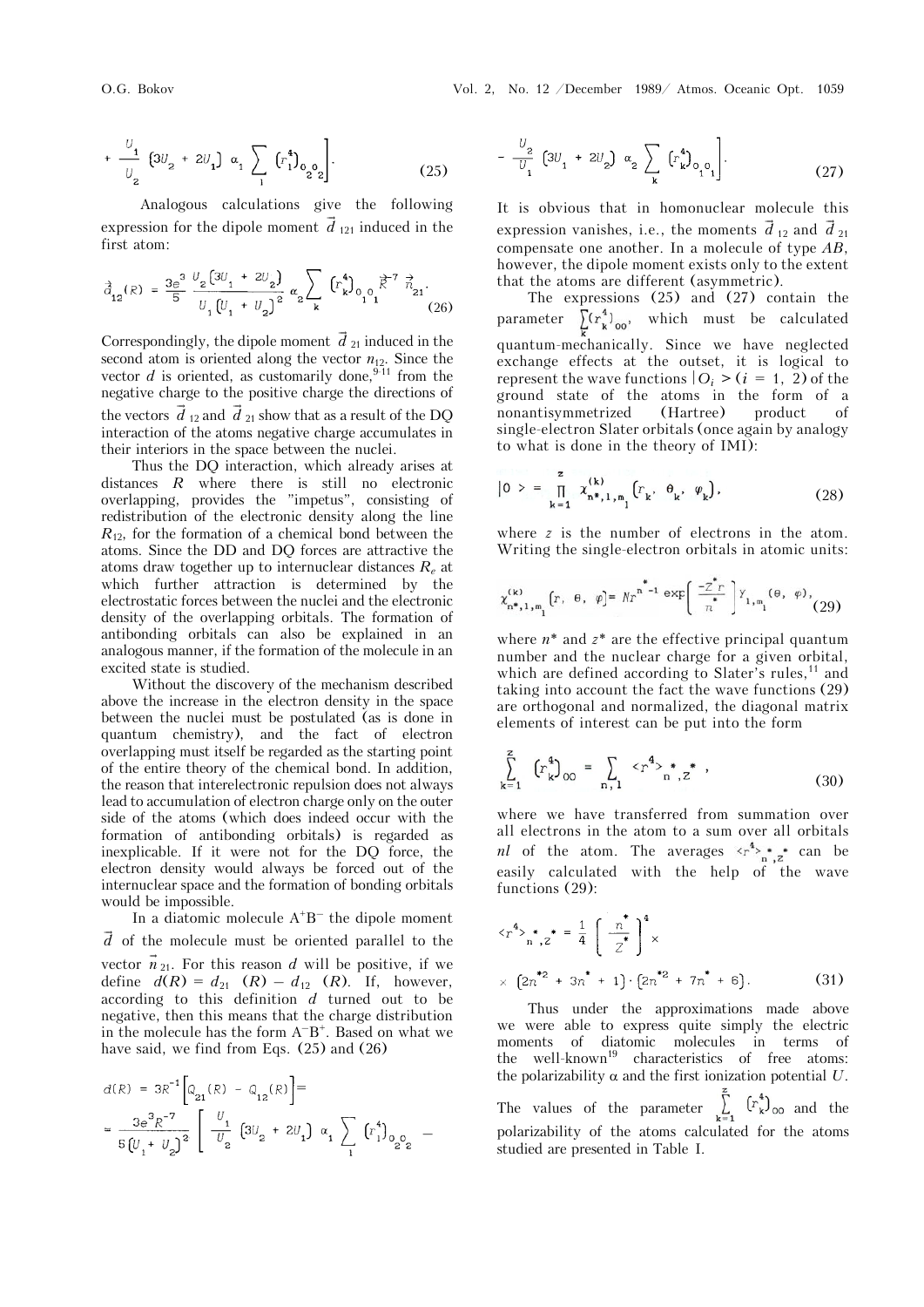$$+\frac{U_1}{U_2}\left(3U_2+2U_1\right)\alpha_1\sum_{l}\left(r_l^4\right)_{0_2 0_2}\Bigg]. \tag{25}$$

Analogous calculations give the following expression for the dipole moment $\vec{d}_{121}$ induced in the first atom:

$$\vec{d}_{12}(R)=\frac{3e^3}{5}\,\frac{U_2\left(3U_1+2U_2\right)}{U_1\left(U_1+U_2\right)^2}\,\alpha_2\sum_{k}\left(r_k^4\right)_{0_1 0_1}\vec{R}^{-7}\,\vec{n}_{21}. \tag{26}$$

Correspondingly, the dipole moment $\vec{d}_{21}$ induced in the second atom is oriented along the vector $n_{12}$. Since the vector $d$ is oriented, as customarily done,[9-11] from the negative charge to the positive charge the directions of the vectors $\vec{d}_{12}$ and $\vec{d}_{21}$ show that as a result of the DQ interaction of the atoms negative charge accumulates in their interiors in the space between the nuclei.

Thus the DQ interaction, which already arises at distances $R$ where there is still no electronic overlapping, provides the "impetus", consisting of redistribution of the electronic density along the line $R_{12}$, for the formation of a chemical bond between the atoms. Since the DD and DQ forces are attractive the atoms draw together up to internuclear distances $R_e$ at which further attraction is determined by the electrostatic forces between the nuclei and the electronic density of the overlapping orbitals. The formation of antibonding orbitals can also be explained in an analogous manner, if the formation of the molecule in an excited state is studied.

Without the discovery of the mechanism described above the increase in the electron density in the space between the nuclei must be postulated (as is done in quantum chemistry), and the fact of electron overlapping must itself be regarded as the starting point of the entire theory of the chemical bond. In addition, the reason that interelectronic repulsion does not always lead to accumulation of electron charge only on the outer side of the atoms (which does indeed occur with the formation of antibonding orbitals) is regarded as inexplicable. If it were not for the DQ force, the electron density would always be forced out of the internuclear space and the formation of bonding orbitals would be impossible.

In a diatomic molecule $A^+B^-$ the dipole moment $\vec{d}$ of the molecule must be oriented parallel to the vector $\vec{n}_{21}$. For this reason $d$ will be positive, if we define $d(R) = d_{21}(R) - d_{12}(R)$. If, however, according to this definition $d$ turned out to be negative, then this means that the charge distribution in the molecule has the form $A^-B^+$. Based on what we have said, we find from Eqs. (25) and (26)

$$d(R)=3R^{-1}\left[Q_{21}(R)-Q_{12}(R)\right]=$$

$$=\frac{3e^3R^{-7}}{5\left(U_1+U_2\right)^2}\left[\frac{U_1}{U_2}\left(3U_2+2U_1\right)\alpha_1\sum_{l}\left(r_l^4\right)_{0_2 0_2}-\right.$$

$$\left.-\frac{U_2}{U_1}\left(3U_1+2U_2\right)\alpha_2\sum_{k}\left(r_k^4\right)_{0_1 0_1}\right]. \tag{27}$$

It is obvious that in homonuclear molecule this expression vanishes, i.e., the moments $\vec{d}_{12}$ and $\vec{d}_{21}$ compensate one another. In a molecule of type $AB$, however, the dipole moment exists only to the extent that the atoms are different (asymmetric).

The expressions (25) and (27) contain the parameter $\sum_k (r_k^4)_{00}$, which must be calculated quantum-mechanically. Since we have neglected exchange effects at the outset, it is logical to represent the wave functions $|O_i\rangle$ $(i = 1, 2)$ of the ground state of the atoms in the form of a nonantisymmetrized (Hartree) product of single-electron Slater orbitals (once again by analogy to what is done in the theory of IMI):

$$|0\rangle=\prod_{k=1}^{z}\chi^{(k)}_{n^*,l,m_l}\left(r_k,\ \theta_k,\ \varphi_k\right), \tag{28}$$

where $z$ is the number of electrons in the atom. Writing the single-electron orbitals in atomic units:

$$\chi^{(k)}_{n^*,l,m_l}\left(r,\ \theta,\ \varphi\right)=Nr^{n^*-1}\exp\left[\frac{-Z^*r}{n^*}\right]Y_{l,m_l}(\theta,\ \varphi), \tag{29}$$

where $n^*$ and $z^*$ are the effective principal quantum number and the nuclear charge for a given orbital, which are defined according to Slater's rules,[11] and taking into account the fact the wave functions (29) are orthogonal and normalized, the diagonal matrix elements of interest can be put into the form

$$\sum_{k=1}^{z}\left(r_k^4\right)_{00}=\sum_{n,l}\langle r^4\rangle_{n^*,z^*}, \tag{30}$$

where we have transferred from summation over all electrons in the atom to a sum over all orbitals $nl$ of the atom. The averages $\langle r^4\rangle_{n^*,z^*}$ can be easily calculated with the help of the wave functions (29):

$$\langle r^4\rangle_{n^*,z^*}=\frac{1}{4}\left[\frac{n^*}{Z^*}\right]^4\times$$

$$\times\left(2n^{*2}+3n^*+1\right)\cdot\left(2n^{*2}+7n^*+6\right). \tag{31}$$

Thus under the approximations made above we were able to express quite simply the electric moments of diatomic molecules in terms of the well-known[19] characteristics of free atoms: the polarizability $\alpha$ and the first ionization potential $U$. The values of the parameter $\sum_{k=1}^{z}\left(r_k^4\right)_{00}$ and the polarizability of the atoms calculated for the atoms studied are presented in Table I.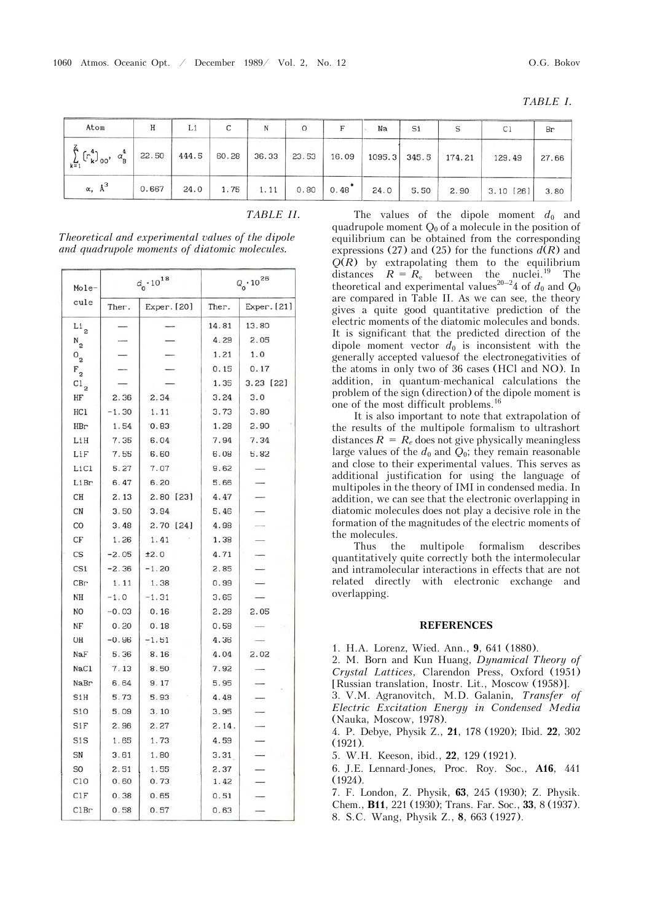TABLE I.

| Atom | H | Li | C | N | O | F | Na | Si | S | Cl | Br |
|---|---|---|---|---|---|---|---|---|---|---|---|
| $\sum_{k=1}^{Z} (r_k^4)_{00}, a_B^4$ | 22.50 | 444.5 | 60.28 | 36.33 | 23.53 | 16.09 | 1095.3 | 345.5 | 174.21 | 129.49 | 27.66 |
| $\alpha$, Å$^3$ | 0.667 | 24.0 | 1.75 | 1.11 | 0.80 | 0.48* | 24.0 | 5.50 | 2.90 | 3.10 [26] | 3.80 |

TABLE II.

*Theoretical and experimental values of the dipole and quadrupole moments of diatomic molecules.*

| Molecule | $d_0 \cdot 10^{18}$ | | $Q_0 \cdot 10^{26}$ | |
|---|---|---|---|---|
| | Ther. | Exper. [20] | Ther. | Exper. [21] |
| $Li_2$ | — | — | 14.81 | 13.80 |
| $N_2$ | — | — | 4.29 | 2.05 |
| $O_2$ | — | — | 1.21 | 1.0 |
| $F_2$ | — | — | 0.15 | 0.17 |
| $Cl_2$ | — | — | 1.35 | 3.23 [22] |
| HF | 2.36 | 2.34 | 3.24 | 3.0 |
| HCl | −1.30 | 1.11 | 3.73 | 3.80 |
| HBr | 1.54 | 0.83 | 1.28 | 2.90 |
| LiH | 7.35 | 6.04 | 7.94 | 7.34 |
| LiF | 7.55 | 6.60 | 6.08 | 5.82 |
| LiCl | 5.27 | 7.07 | 9.62 | — |
| LiBr | 6.47 | 6.20 | 5.66 | — |
| CH | 2.13 | 2.80 [23] | 4.47 | — |
| CN | 3.50 | 3.94 | 5.46 | — |
| CO | 3.48 | 2.70 [24] | 4.98 | — |
| CF | 1.26 | 1.41 | 1.38 | — |
| CS | −2.05 | ±2.0 | 4.71 | — |
| CSi | −2.36 | −1.20 | 2.85 | — |
| CBr | 1.11 | 1.38 | 0.99 | — |
| NH | −1.0 | −1.31 | 3.65 | — |
| NO | −0.03 | 0.16 | 2.29 | 2.05 |
| NF | 0.20 | 0.18 | 0.58 | — |
| OH | −0.96 | −1.51 | 4.36 | — |
| NaF | 5.36 | 8.16 | 4.04 | 2.02 |
| NaCl | 7.13 | 8.50 | 7.92 | — |
| NaBr | 6.64 | 9.17 | 5.95 | — |
| SiH | 5.73 | 5.93 | 4.48 | — |
| SiO | 5.09 | 3.10 | 3.95 | — |
| SiF | 2.96 | 2.27 | 2.14. | — |
| SiS | 1.65 | 1.73 | 4.59 | — |
| SN | 3.61 | 1.80 | 3.31 | — |
| SO | 2.51 | 1.55 | 2.37 | — |
| ClO | 0.60 | 0.73 | 1.42 | — |
| ClF | 0.38 | 0.65 | 0.51 | — |
| ClBr | 0.58 | 0.57 | 0.63 | — |

The values of the dipole moment $d_0$ and quadrupole moment $Q_0$ of a molecule in the position of equilibrium can be obtained from the corresponding expressions (27) and (25) for the functions $d(R)$ and $Q(R)$ by extrapolating them to the equilibrium distances $R = R_e$ between the nuclei.[19] The theoretical and experimental values[20–24] of $d_0$ and $Q_0$ are compared in Table II. As we can see, the theory gives a quite good quantitative prediction of the electric moments of the diatomic molecules and bonds. It is significant that the predicted direction of the dipole moment vector $d_0$ is inconsistent with the generally accepted valuesof the electronegativities of the atoms in only two of 36 cases (HCl and NO). In addition, in quantum-mechanical calculations the problem of the sign (direction) of the dipole moment is one of the most difficult problems.[16]

It is also important to note that extrapolation of the results of the multipole formalism to ultrashort distances $R = R_e$ does not give physically meaningless large values of the $d_0$ and $Q_0$; they remain reasonable and close to their experimental values. This serves as additional justification for using the language of multipoles in the theory of IMI in condensed media. In addition, we can see that the electronic overlapping in diatomic molecules does not play a decisive role in the formation of the magnitudes of the electric moments of the molecules.

Thus the multipole formalism describes quantitatively quite correctly both the intermolecular and intramolecular interactions in effects that are not related directly with electronic exchange and overlapping.

## REFERENCES

1. H.A. Lorenz, Wied. Ann., **9**, 641 (1880).
2. M. Born and Kun Huang, *Dynamical Theory of Crystal Lattices*, Clarendon Press, Oxford (1951) [Russian translation, Inostr. Lit., Moscow (1958)].
3. V.M. Agranovitch, M.D. Galanin, *Transfer of Electric Excitation Energy in Condensed Media* (Nauka, Moscow, 1978).
4. P. Debye, Physik Z., **21**, 178 (1920); Ibid. **22**, 302 (1921).
5. W.H. Keeson, ibid., **22**, 129 (1921).
6. J.E. Lennard-Jones, Proc. Roy. Soc., **A16**, 441 (1924).
7. F. London, Z. Physik, **63**, 245 (1930); Z. Physik. Chem., **B11**, 221 (1930); Trans. Far. Soc., **33**, 8 (1937).
8. S.C. Wang, Physik Z., **8**, 663 (1927).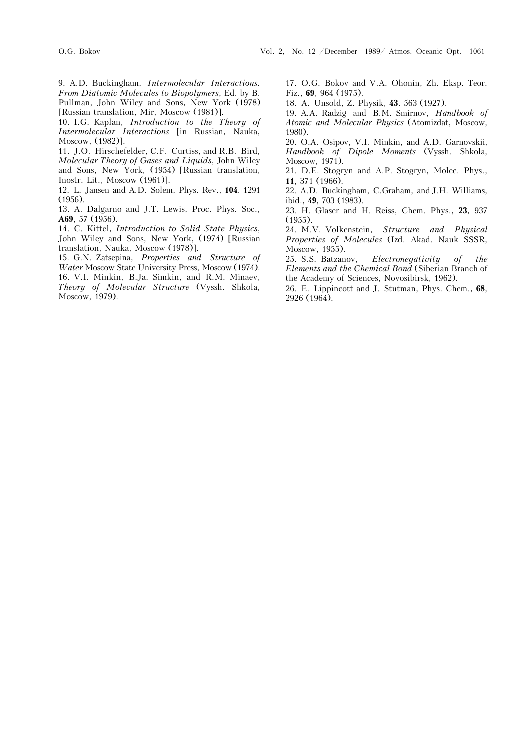9. A.D. Buckingham, *Intermolecular Interactions. From Diatomic Molecules to Biopolymers*, Ed. by B. Pullman, John Wiley and Sons, New York (1978) [Russian translation, Mir, Moscow (1981)].

10. I.G. Kaplan, *Introduction to the Theory of Intermolecular Interactions* [in Russian, Nauka, Moscow, (1982)].

11. J.O. Hirschefelder, C.F. Curtiss, and R.B. Bird, *Molecular Theory of Gases and Liquids*, John Wiley and Sons, New York, (1954) [Russian translation, Inostr. Lit., Moscow (1961)].

12. L. Jansen and A.D. Solem, Phys. Rev., **104**. 1291 (1956).

13. A. Dalgarno and J.T. Lewis, Proc. Phys. Soc., **A69**, 57 (1956).

14. C. Kittel, *Introduction to Solid State Physics*, John Wiley and Sons, New York, (1974) [Russian translation, Nauka, Moscow (1978)].

15. G.N. Zatsepina, *Properties and Structure of Water* Moscow State University Press, Moscow (1974).

16. V.I. Minkin, B.Ja. Simkin, and R.M. Minaev, *Theory of Molecular Structure* (Vyssh. Shkola, Moscow, 1979).

17. O.G. Bokov and V.A. Ohonin, Zh. Eksp. Teor. Fiz., **69**, 964 (1975).

18. A. Unsold, Z. Physik, **43**. 563 (1927).

19. A.A. Radzig and B.M. Smirnov, *Handbook of Atomic and Molecular Physics* (Atomizdat, Moscow, 1980).

20. O.A. Osipov, V.I. Minkin, and A.D. Garnovskii, *Handbook of Dipole Moments* (Vyssh. Shkola, Moscow, 1971).

21. D.E. Stogryn and A.P. Stogryn, Molec. Phys., **11**, 371 (1966).

22. A.D. Buckingham, C.Graham, and J.H. Williams, ibid., **49**, 703 (1983).

23. H. Glaser and H. Reiss, Chem. Phys., **23**, 937 (1955).

24. M.V. Volkenstein, *Structure and Physical Properties of Molecules* (Izd. Akad. Nauk SSSR, Moscow, 1955).

25. S.S. Batzanov, *Electronegativity of the Elements and the Chemical Bond* (Siberian Branch of the Academy of Sciences, Novosibirsk, 1962).

26. E. Lippincott and J. Stutman, Phys. Chem., **68**, 2926 (1964).